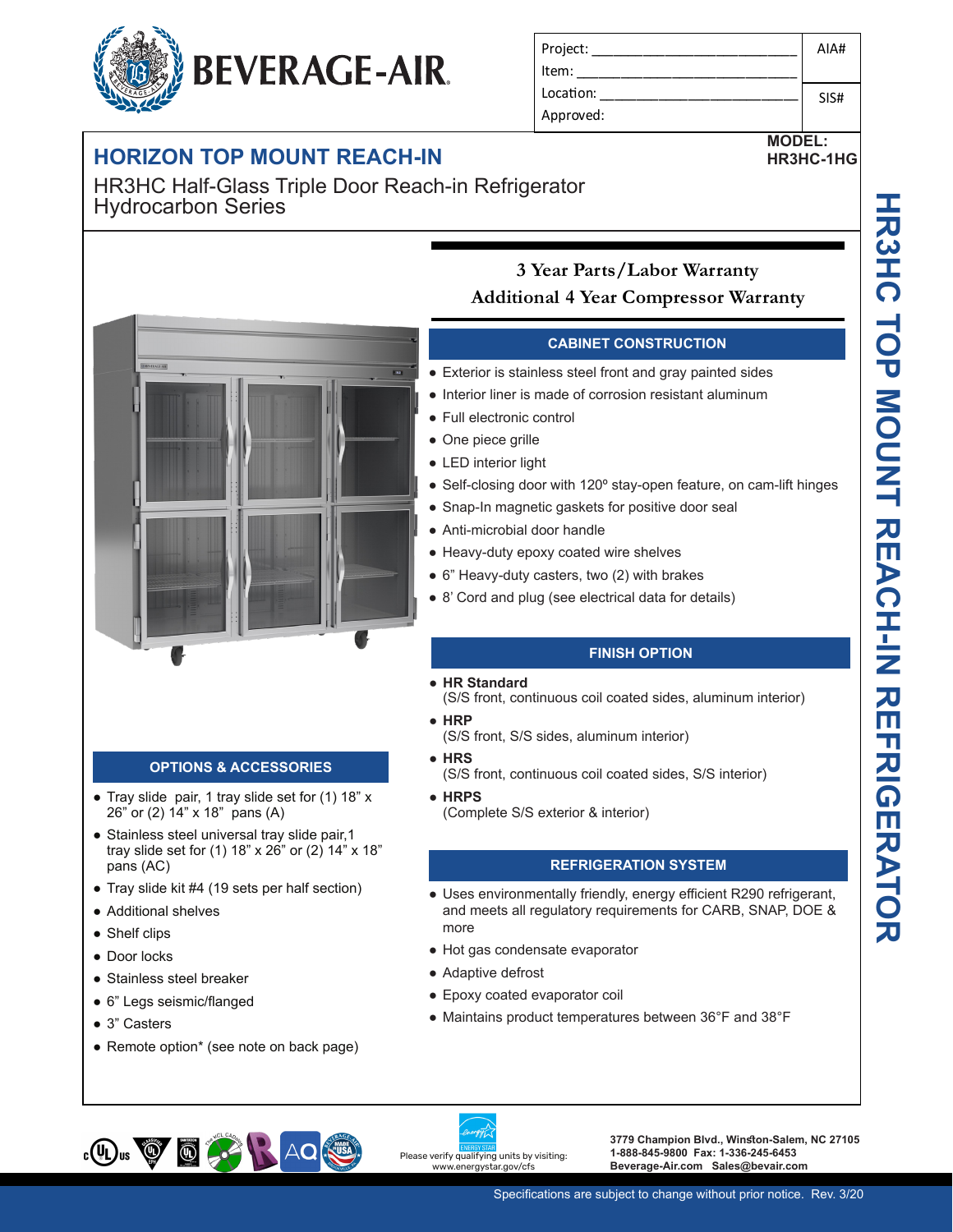BEVERAGE-AIR

| Project: _______________ | AIA# |
|---|---|
| Item: _______________ | |
| Location: _______________ | SIS# |
| Approved: | |

# HORIZON TOP MOUNT REACH-IN

**MODEL: HR3HC-1HG**

HR3HC Half-Glass Triple Door Reach-in Refrigerator
Hydrocarbon Series

HR3HC TOP MOUNT REACH-IN REFRIGERATOR

**3 Year Parts/Labor Warranty**
**Additional 4 Year Compressor Warranty**

## CABINET CONSTRUCTION

- Exterior is stainless steel front and gray painted sides
- Interior liner is made of corrosion resistant aluminum
- Full electronic control
- One piece grille
- LED interior light
- Self-closing door with 120º stay-open feature, on cam-lift hinges
- Snap-In magnetic gaskets for positive door seal
- Anti-microbial door handle
- Heavy-duty epoxy coated wire shelves
- 6" Heavy-duty casters, two (2) with brakes
- 8' Cord and plug (see electrical data for details)

## FINISH OPTION

- **HR Standard**
  (S/S front, continuous coil coated sides, aluminum interior)
- **HRP**
  (S/S front, S/S sides, aluminum interior)
- **HRS**
  (S/S front, continuous coil coated sides, S/S interior)
- **HRPS**
  (Complete S/S exterior & interior)

## REFRIGERATION SYSTEM

- Uses environmentally friendly, energy efficient R290 refrigerant, and meets all regulatory requirements for CARB, SNAP, DOE & more
- Hot gas condensate evaporator
- Adaptive defrost
- Epoxy coated evaporator coil
- Maintains product temperatures between 36°F and 38°F

## OPTIONS & ACCESSORIES

- Tray slide pair, 1 tray slide set for (1) 18" x 26" or (2) 14" x 18" pans (A)
- Stainless steel universal tray slide pair,1 tray slide set for (1) 18" x 26" or (2) 14" x 18" pans (AC)
- Tray slide kit #4 (19 sets per half section)
- Additional shelves
- Shelf clips
- Door locks
- Stainless steel breaker
- 6" Legs seismic/flanged
- 3" Casters
- Remote option* (see note on back page)

Please verify qualifying units by visiting: www.energystar.gov/cfs

3779 Champion Blvd., Winston-Salem, NC 27105
1-888-845-9800 Fax: 1-336-245-6453
Beverage-Air.com Sales@bevair.com

Specifications are subject to change without prior notice. Rev. 3/20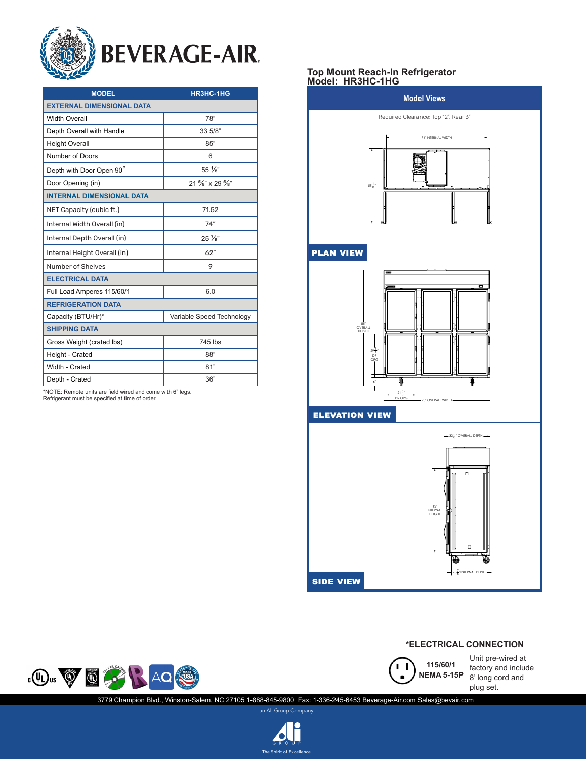# BEVERAGE-AIR

## Top Mount Reach-In Refrigerator
## Model: HR3HC-1HG

| MODEL | HR3HC-1HG |
|---|---|
| **EXTERNAL DIMENSIONAL DATA** | |
| Width Overall | 78" |
| Depth Overall with Handle | 33 5/8" |
| Height Overall | 85" |
| Number of Doors | 6 |
| Depth with Door Open 90° | 55 ⅛" |
| Door Opening (in) | 21 ⅝" x 29 ⅝" |
| **INTERNAL DIMENSIONAL DATA** | |
| NET Capacity (cubic ft.) | 71.52 |
| Internal Width Overall (in) | 74" |
| Internal Depth Overall (in) | 25 ⅞" |
| Internal Height Overall (in) | 62" |
| Number of Shelves | 9 |
| **ELECTRICAL DATA** | |
| Full Load Amperes 115/60/1 | 6.0 |
| **REFRIGERATION DATA** | |
| Capacity (BTU/Hr)* | Variable Speed Technology |
| **SHIPPING DATA** | |
| Gross Weight (crated lbs) | 745 lbs |
| Height - Crated | 88" |
| Width - Crated | 81" |
| Depth - Crated | 36" |

*NOTE: Remote units are field wired and come with 6" legs.
Refrigerant must be specified at time of order.

### Model Views

Required Clearance: Top 12", Rear 3"

74" INTERNAL WIDTH

55 ⅛"

**PLAN VIEW**

85" OVERALL HEIGHT

29 ⅝" DR OPG

6"

21 ⅝" DR OPG

78" OVERALL WIDTH

**ELEVATION VIEW**

33 ⅝" OVERALL DEPTH

62" INTERNAL HEIGHT

25 ⅞" INTERNAL DEPTH

**SIDE VIEW**

### *ELECTRICAL CONNECTION

115/60/1
NEMA 5-15P

Unit pre-wired at factory and include 8' long cord and plug set.

3779 Champion Blvd., Winston-Salem, NC 27105 1-888-845-9800 Fax: 1-336-245-6453 Beverage-Air.com Sales@bevair.com

an Ali Group Company

The Spirit of Excellence